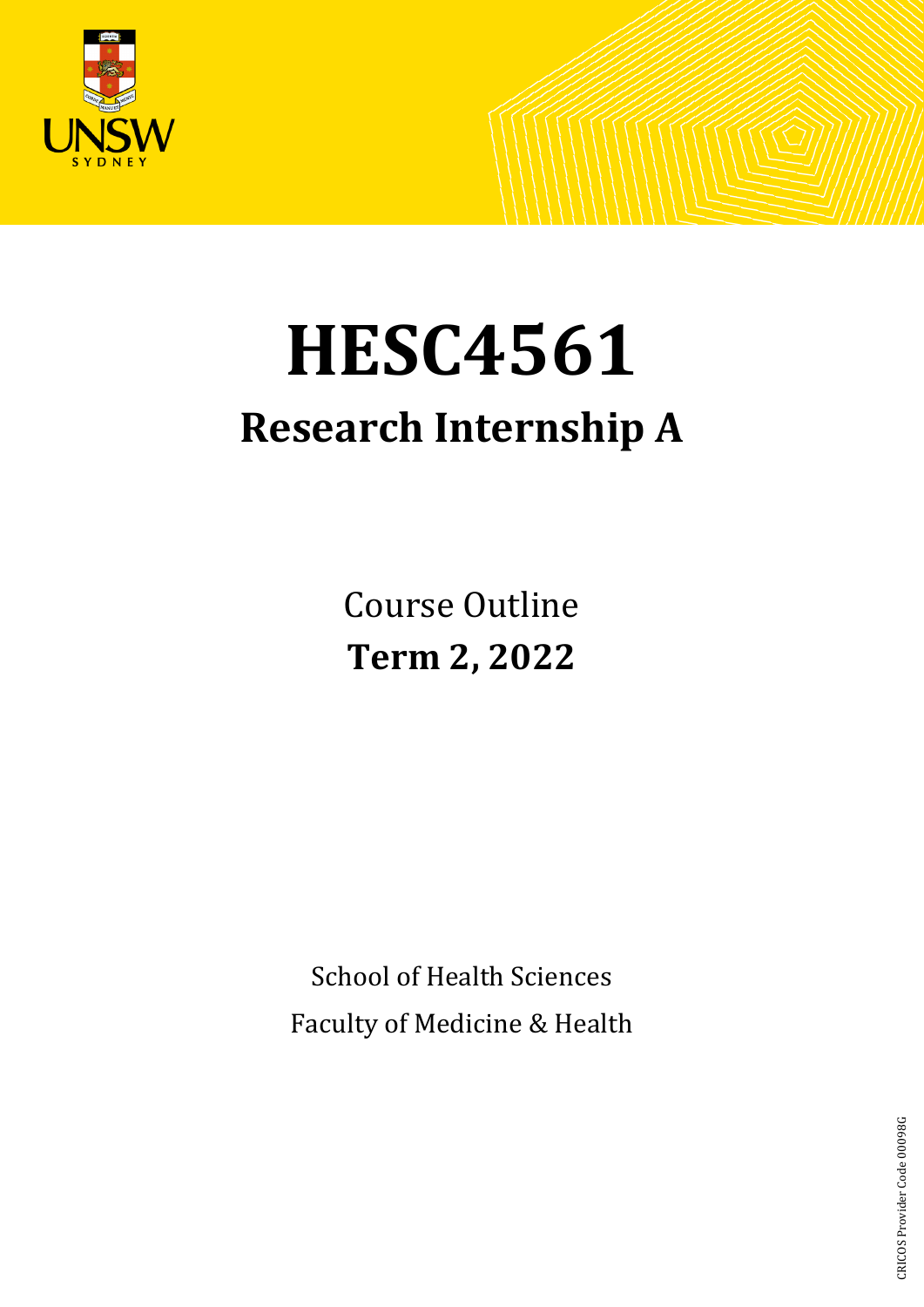# HESC4561

## Research Internship A

Course Outline

**Term 2, 2022**

School of Health Sciences

Faculty of Medicine & Health

CRICOS Provider Code 00098G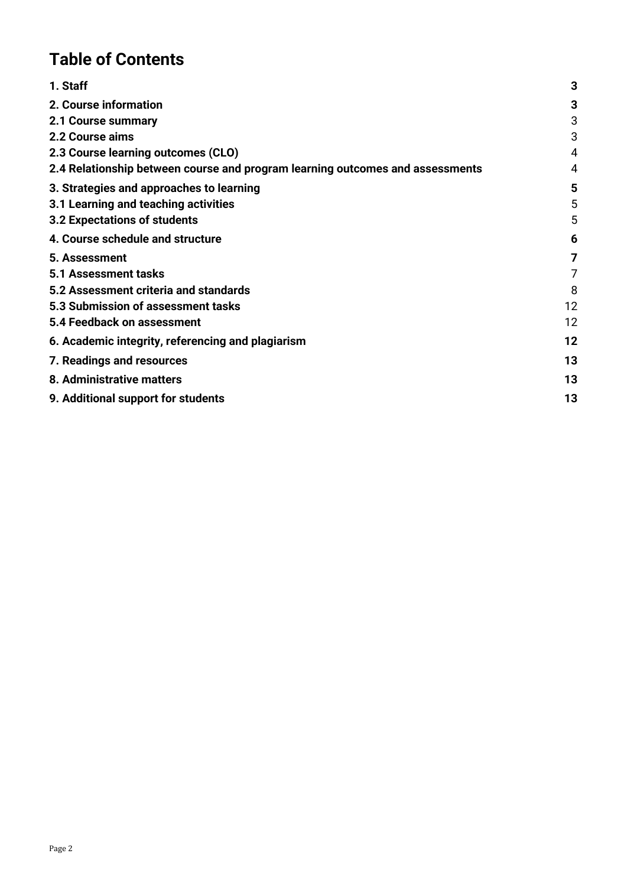# Table of Contents

| | |
|---|---|
| **1. Staff** | **3** |
| **2. Course information** | **3** |
| **2.1 Course summary** | 3 |
| **2.2 Course aims** | 3 |
| **2.3 Course learning outcomes (CLO)** | 4 |
| **2.4 Relationship between course and program learning outcomes and assessments** | 4 |
| **3. Strategies and approaches to learning** | **5** |
| **3.1 Learning and teaching activities** | 5 |
| **3.2 Expectations of students** | 5 |
| **4. Course schedule and structure** | **6** |
| **5. Assessment** | **7** |
| **5.1 Assessment tasks** | 7 |
| **5.2 Assessment criteria and standards** | 8 |
| **5.3 Submission of assessment tasks** | 12 |
| **5.4 Feedback on assessment** | 12 |
| **6. Academic integrity, referencing and plagiarism** | **12** |
| **7. Readings and resources** | **13** |
| **8. Administrative matters** | **13** |
| **9. Additional support for students** | **13** |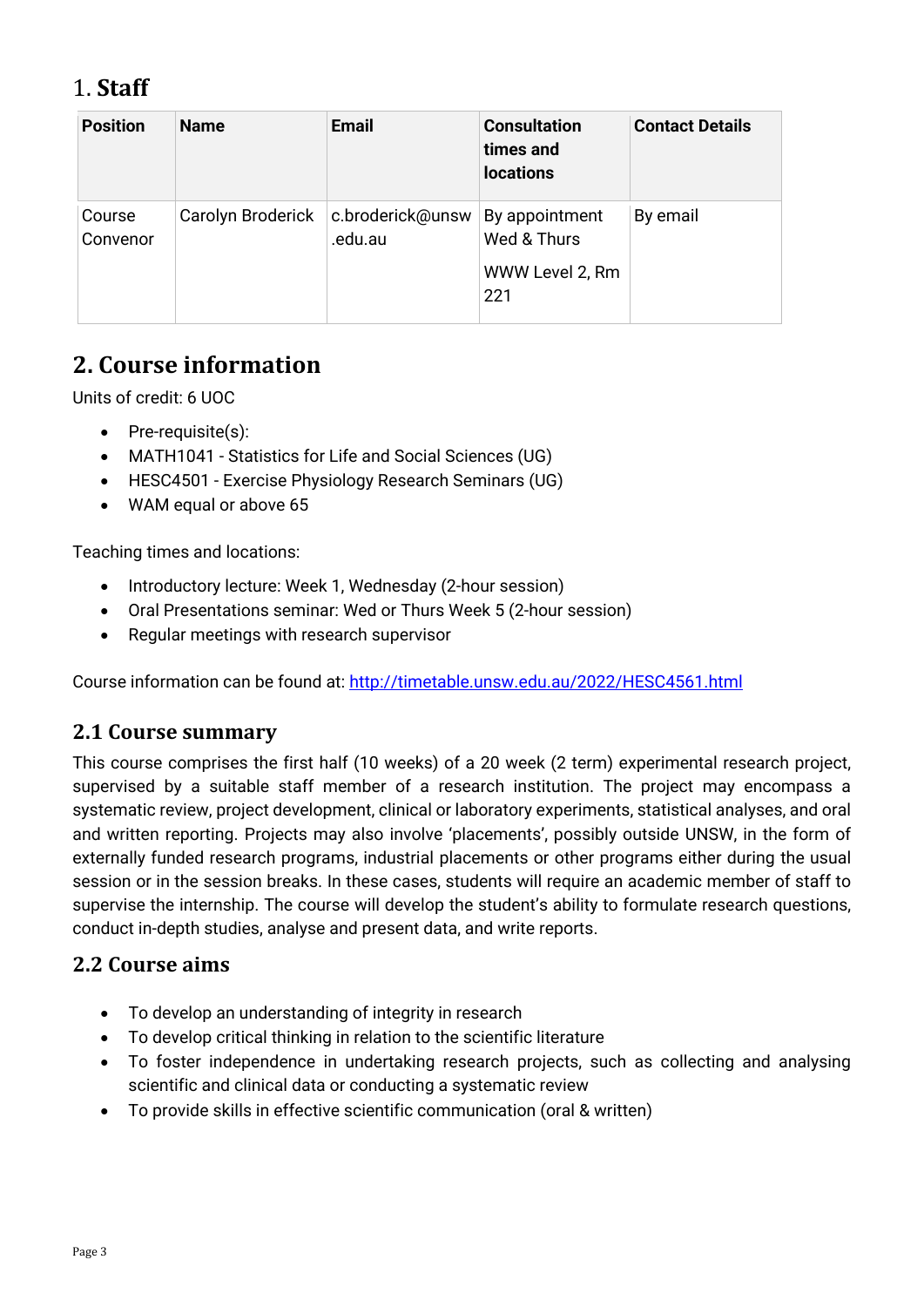# 1. Staff

| Position | Name | Email | Consultation times and locations | Contact Details |
|---|---|---|---|---|
| Course Convenor | Carolyn Broderick | c.broderick@unsw.edu.au | By appointment Wed & Thurs<br>WWW Level 2, Rm 221 | By email |

# 2. Course information

Units of credit: 6 UOC

- Pre-requisite(s):
- MATH1041 - Statistics for Life and Social Sciences (UG)
- HESC4501 - Exercise Physiology Research Seminars (UG)
- WAM equal or above 65

Teaching times and locations:

- Introductory lecture: Week 1, Wednesday (2-hour session)
- Oral Presentations seminar: Wed or Thurs Week 5 (2-hour session)
- Regular meetings with research supervisor

Course information can be found at: http://timetable.unsw.edu.au/2022/HESC4561.html

## 2.1 Course summary

This course comprises the first half (10 weeks) of a 20 week (2 term) experimental research project, supervised by a suitable staff member of a research institution. The project may encompass a systematic review, project development, clinical or laboratory experiments, statistical analyses, and oral and written reporting. Projects may also involve 'placements', possibly outside UNSW, in the form of externally funded research programs, industrial placements or other programs either during the usual session or in the session breaks. In these cases, students will require an academic member of staff to supervise the internship. The course will develop the student's ability to formulate research questions, conduct in-depth studies, analyse and present data, and write reports.

## 2.2 Course aims

- To develop an understanding of integrity in research
- To develop critical thinking in relation to the scientific literature
- To foster independence in undertaking research projects, such as collecting and analysing scientific and clinical data or conducting a systematic review
- To provide skills in effective scientific communication (oral & written)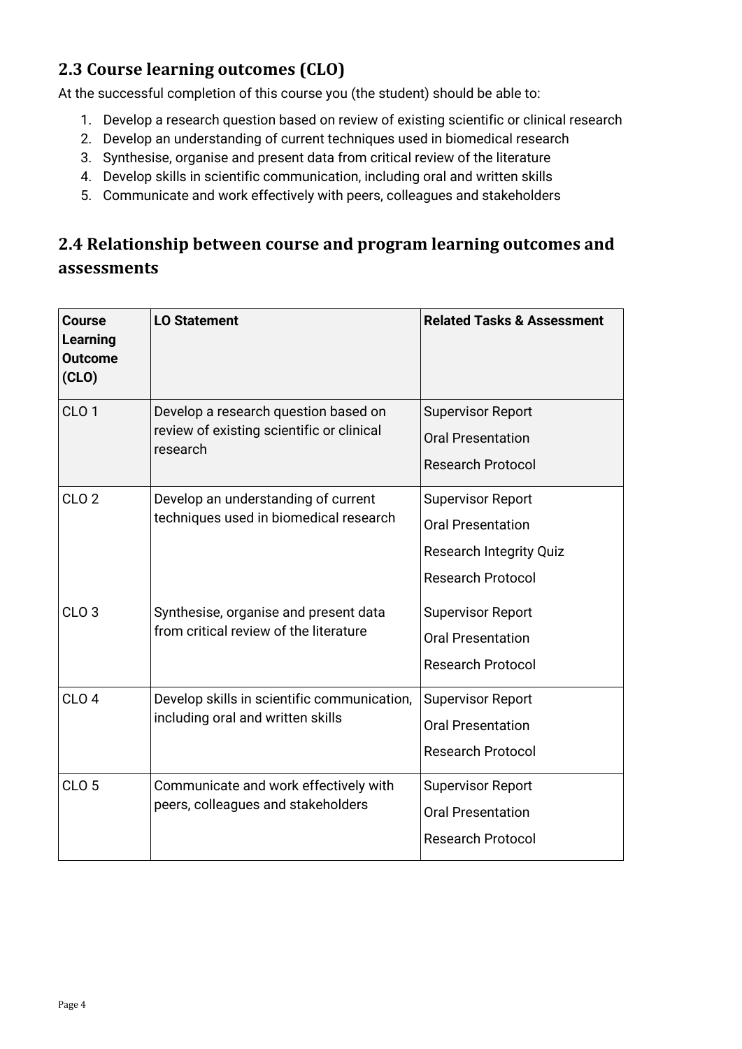## 2.3 Course learning outcomes (CLO)

At the successful completion of this course you (the student) should be able to:

1. Develop a research question based on review of existing scientific or clinical research
2. Develop an understanding of current techniques used in biomedical research
3. Synthesise, organise and present data from critical review of the literature
4. Develop skills in scientific communication, including oral and written skills
5. Communicate and work effectively with peers, colleagues and stakeholders

## 2.4 Relationship between course and program learning outcomes and assessments

| Course Learning Outcome (CLO) | LO Statement | Related Tasks & Assessment |
|---|---|---|
| CLO 1 | Develop a research question based on review of existing scientific or clinical research | Supervisor Report<br>Oral Presentation<br>Research Protocol |
| CLO 2 | Develop an understanding of current techniques used in biomedical research | Supervisor Report<br>Oral Presentation<br>Research Integrity Quiz<br>Research Protocol |
| CLO 3 | Synthesise, organise and present data from critical review of the literature | Supervisor Report<br>Oral Presentation<br>Research Protocol |
| CLO 4 | Develop skills in scientific communication, including oral and written skills | Supervisor Report<br>Oral Presentation<br>Research Protocol |
| CLO 5 | Communicate and work effectively with peers, colleagues and stakeholders | Supervisor Report<br>Oral Presentation<br>Research Protocol |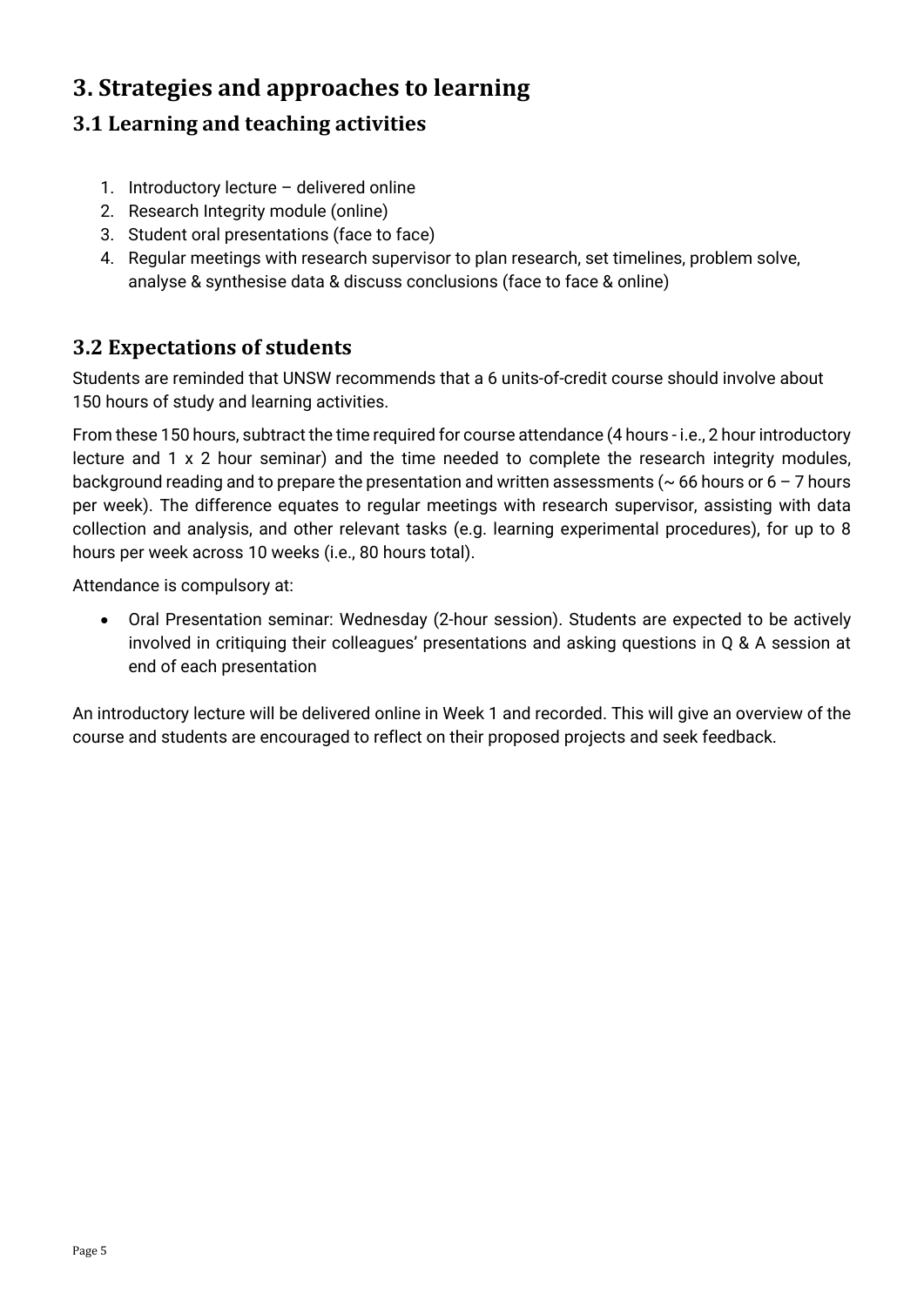# 3. Strategies and approaches to learning

## 3.1 Learning and teaching activities

1. Introductory lecture – delivered online
2. Research Integrity module (online)
3. Student oral presentations (face to face)
4. Regular meetings with research supervisor to plan research, set timelines, problem solve, analyse & synthesise data & discuss conclusions (face to face & online)

## 3.2 Expectations of students

Students are reminded that UNSW recommends that a 6 units-of-credit course should involve about 150 hours of study and learning activities.

From these 150 hours, subtract the time required for course attendance (4 hours - i.e., 2 hour introductory lecture and 1 x 2 hour seminar) and the time needed to complete the research integrity modules, background reading and to prepare the presentation and written assessments (~ 66 hours or 6 – 7 hours per week). The difference equates to regular meetings with research supervisor, assisting with data collection and analysis, and other relevant tasks (e.g. learning experimental procedures), for up to 8 hours per week across 10 weeks (i.e., 80 hours total).

Attendance is compulsory at:

- Oral Presentation seminar: Wednesday (2-hour session). Students are expected to be actively involved in critiquing their colleagues' presentations and asking questions in Q & A session at end of each presentation

An introductory lecture will be delivered online in Week 1 and recorded. This will give an overview of the course and students are encouraged to reflect on their proposed projects and seek feedback.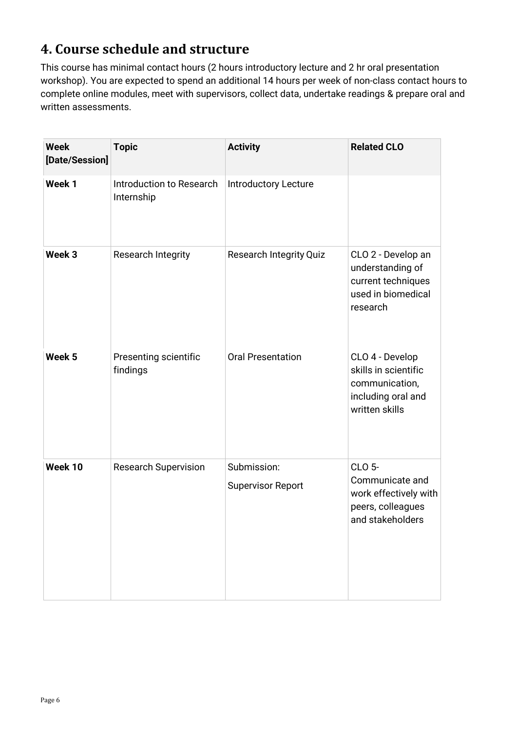## 4. Course schedule and structure

This course has minimal contact hours (2 hours introductory lecture and 2 hr oral presentation workshop). You are expected to spend an additional 14 hours per week of non-class contact hours to complete online modules, meet with supervisors, collect data, undertake readings & prepare oral and written assessments.

| Week [Date/Session] | Topic | Activity | Related CLO |
| --- | --- | --- | --- |
| **Week 1** | Introduction to Research Internship | Introductory Lecture | |
| **Week 3** | Research Integrity | Research Integrity Quiz | CLO 2 - Develop an understanding of current techniques used in biomedical research |
| **Week 5** | Presenting scientific findings | Oral Presentation | CLO 4 - Develop skills in scientific communication, including oral and written skills |
| **Week 10** | Research Supervision | Submission: Supervisor Report | CLO 5- Communicate and work effectively with peers, colleagues and stakeholders |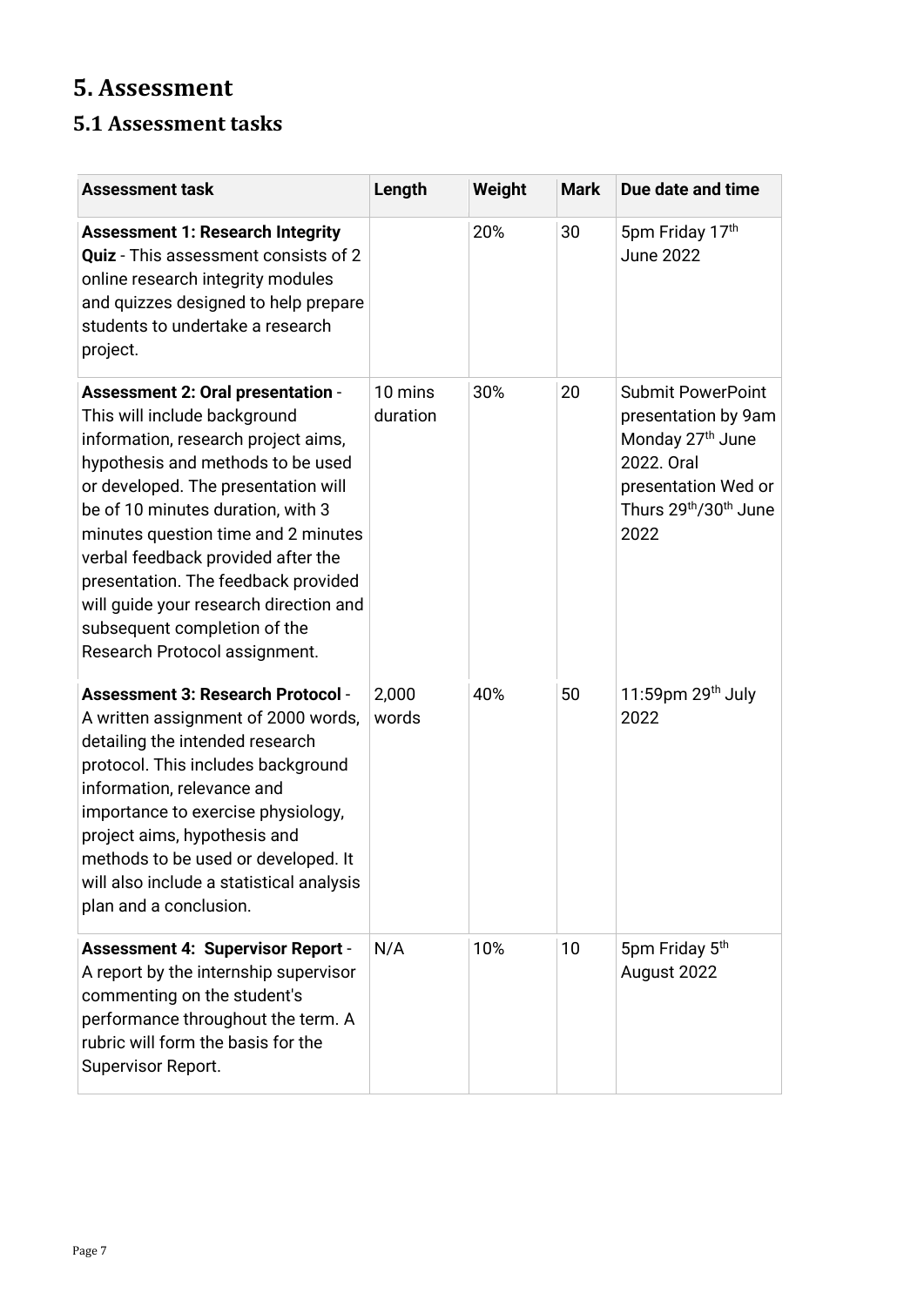# 5. Assessment

## 5.1 Assessment tasks

| Assessment task | Length | Weight | Mark | Due date and time |
|---|---|---|---|---|
| **Assessment 1: Research Integrity Quiz** - This assessment consists of 2 online research integrity modules and quizzes designed to help prepare students to undertake a research project. | | 20% | 30 | 5pm Friday 17th June 2022 |
| **Assessment 2: Oral presentation** - This will include background information, research project aims, hypothesis and methods to be used or developed. The presentation will be of 10 minutes duration, with 3 minutes question time and 2 minutes verbal feedback provided after the presentation. The feedback provided will guide your research direction and subsequent completion of the Research Protocol assignment. | 10 mins duration | 30% | 20 | Submit PowerPoint presentation by 9am Monday 27th June 2022. Oral presentation Wed or Thurs 29th/30th June 2022 |
| **Assessment 3: Research Protocol** - A written assignment of 2000 words, detailing the intended research protocol. This includes background information, relevance and importance to exercise physiology, project aims, hypothesis and methods to be used or developed. It will also include a statistical analysis plan and a conclusion. | 2,000 words | 40% | 50 | 11:59pm 29th July 2022 |
| **Assessment 4: Supervisor Report** - A report by the internship supervisor commenting on the student's performance throughout the term. A rubric will form the basis for the Supervisor Report. | N/A | 10% | 10 | 5pm Friday 5th August 2022 |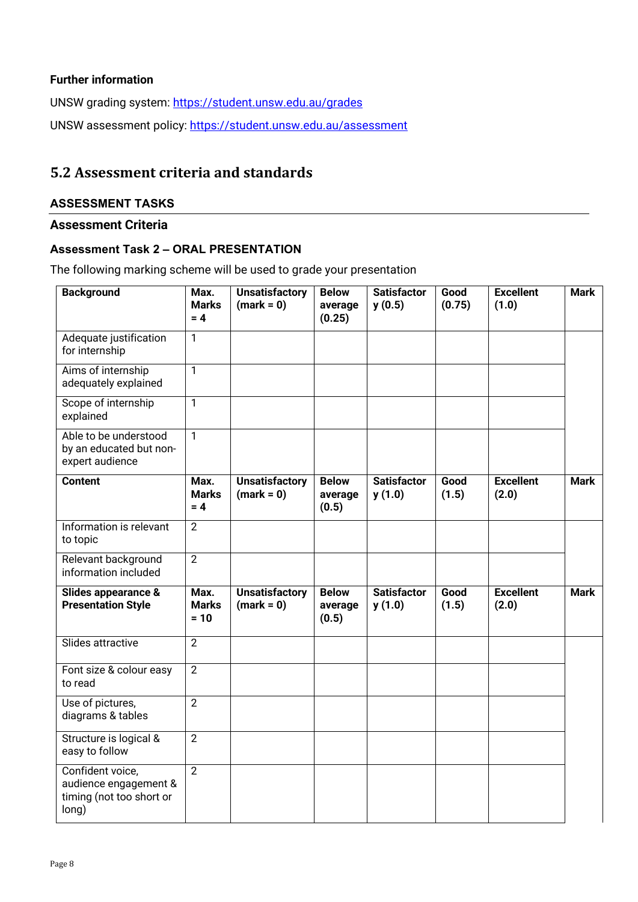**Further information**

UNSW grading system: [https://student.unsw.edu.au/grades](https://student.unsw.edu.au/grades)

UNSW assessment policy: [https://student.unsw.edu.au/assessment](https://student.unsw.edu.au/assessment)

## 5.2 Assessment criteria and standards

### ASSESSMENT TASKS

### Assessment Criteria

#### Assessment Task 2 – ORAL PRESENTATION

The following marking scheme will be used to grade your presentation

| **Background** | **Max. Marks = 4** | **Unsatisfactory (mark = 0)** | **Below average (0.25)** | **Satisfactory (0.5)** | **Good (0.75)** | **Excellent (1.0)** | **Mark** |
|---|---|---|---|---|---|---|---|
| Adequate justification for internship | 1 | | | | | | |
| Aims of internship adequately explained | 1 | | | | | | |
| Scope of internship explained | 1 | | | | | | |
| Able to be understood by an educated but non-expert audience | 1 | | | | | | |
| **Content** | **Max. Marks = 4** | **Unsatisfactory (mark = 0)** | **Below average (0.5)** | **Satisfactory (1.0)** | **Good (1.5)** | **Excellent (2.0)** | **Mark** |
| Information is relevant to topic | 2 | | | | | | |
| Relevant background information included | 2 | | | | | | |
| **Slides appearance & Presentation Style** | **Max. Marks = 10** | **Unsatisfactory (mark = 0)** | **Below average (0.5)** | **Satisfactory (1.0)** | **Good (1.5)** | **Excellent (2.0)** | **Mark** |
| Slides attractive | 2 | | | | | | |
| Font size & colour easy to read | 2 | | | | | | |
| Use of pictures, diagrams & tables | 2 | | | | | | |
| Structure is logical & easy to follow | 2 | | | | | | |
| Confident voice, audience engagement & timing (not too short or long) | 2 | | | | | | |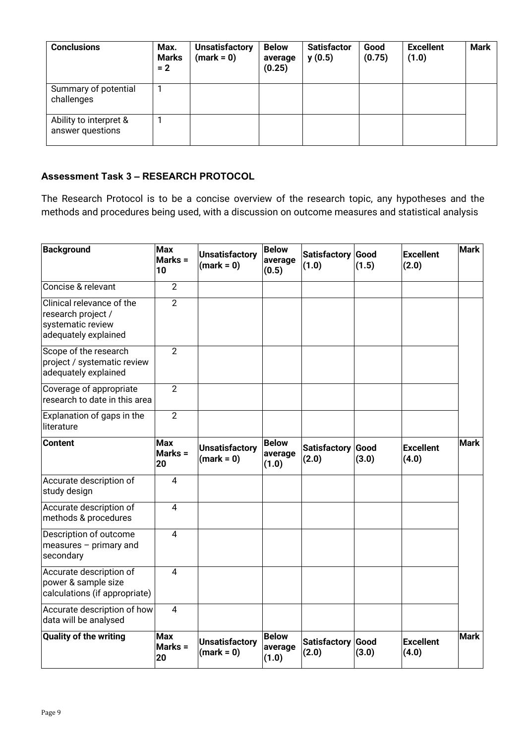| Conclusions | Max. Marks = 2 | Unsatisfactory (mark = 0) | Below average (0.25) | Satisfactory (0.5) | Good (0.75) | Excellent (1.0) | Mark |
|---|---|---|---|---|---|---|---|
| Summary of potential challenges | 1 | | | | | | |
| Ability to interpret & answer questions | 1 | | | | | | |

### Assessment Task 3 – RESEARCH PROTOCOL

The Research Protocol is to be a concise overview of the research topic, any hypotheses and the methods and procedures being used, with a discussion on outcome measures and statistical analysis

| Background | Max Marks = 10 | Unsatisfactory (mark = 0) | Below average (0.5) | Satisfactory (1.0) | Good (1.5) | Excellent (2.0) | Mark |
|---|---|---|---|---|---|---|---|
| Concise & relevant | 2 | | | | | | |
| Clinical relevance of the research project / systematic review adequately explained | 2 | | | | | | |
| Scope of the research project / systematic review adequately explained | 2 | | | | | | |
| Coverage of appropriate research to date in this area | 2 | | | | | | |
| Explanation of gaps in the literature | 2 | | | | | | |
| **Content** | **Max Marks = 20** | **Unsatisfactory (mark = 0)** | **Below average (1.0)** | **Satisfactory (2.0)** | **Good (3.0)** | **Excellent (4.0)** | **Mark** |
| Accurate description of study design | 4 | | | | | | |
| Accurate description of methods & procedures | 4 | | | | | | |
| Description of outcome measures – primary and secondary | 4 | | | | | | |
| Accurate description of power & sample size calculations (if appropriate) | 4 | | | | | | |
| Accurate description of how data will be analysed | 4 | | | | | | |
| **Quality of the writing** | **Max Marks = 20** | **Unsatisfactory (mark = 0)** | **Below average (1.0)** | **Satisfactory (2.0)** | **Good (3.0)** | **Excellent (4.0)** | **Mark** |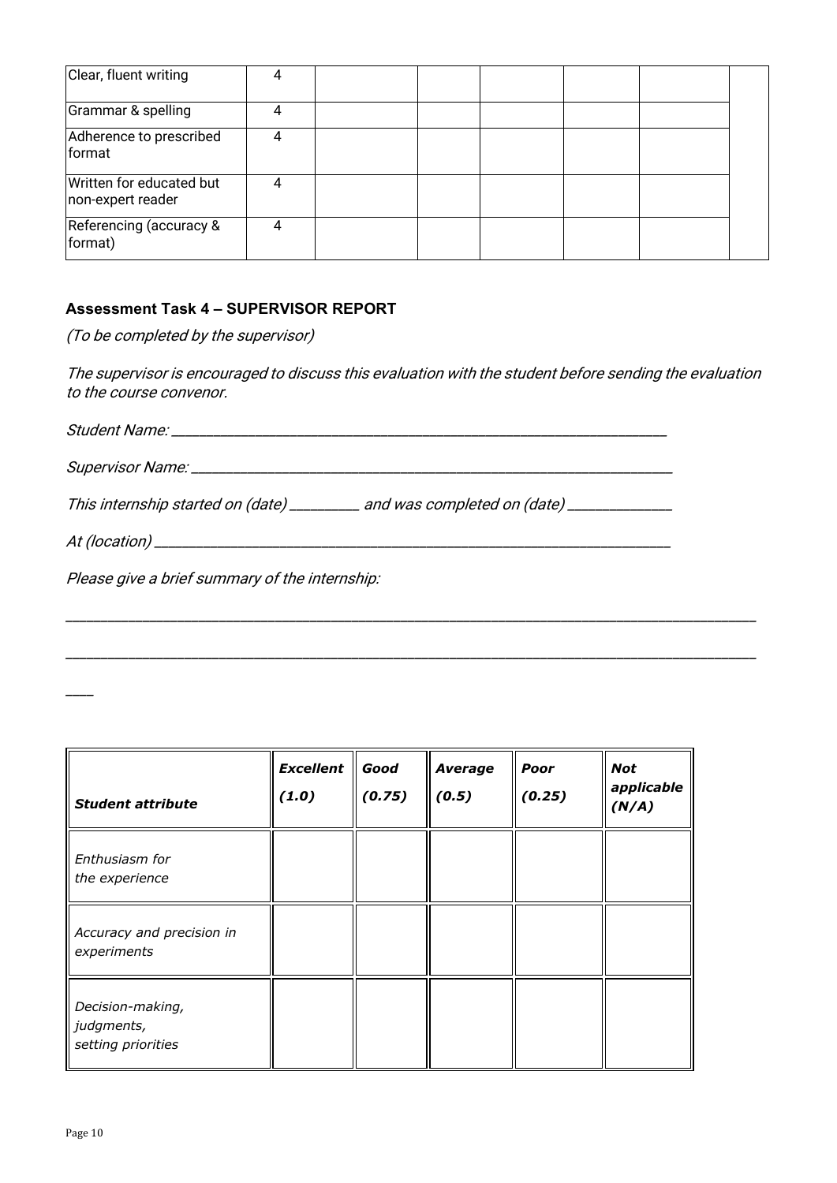| Clear, fluent writing | 4 | | | | | | |
| --- | --- | --- | --- | --- | --- | --- | --- |
| Grammar & spelling | 4 | | | | | | |
| Adherence to prescribed format | 4 | | | | | | |
| Written for educated but non-expert reader | 4 | | | | | | |
| Referencing (accuracy & format) | 4 | | | | | | |

### Assessment Task 4 – SUPERVISOR REPORT

*(To be completed by the supervisor)*

*The supervisor is encouraged to discuss this evaluation with the student before sending the evaluation to the course convenor.*

*Student Name:* ___________________________________________________________

*Supervisor Name:* _________________________________________________________

*This internship started on (date)* _________ *and was completed on (date)* _____________

*At (location)* ______________________________________________________________

*Please give a brief summary of the internship:*

_______________________________________________________________________________

_______________________________________________________________________________

___

| ***Student attribute*** | ***Excellent (1.0)*** | ***Good (0.75)*** | ***Average (0.5)*** | ***Poor (0.25)*** | ***Not applicable (N/A)*** |
| --- | --- | --- | --- | --- | --- |
| *Enthusiasm for the experience* | | | | | |
| *Accuracy and precision in experiments* | | | | | |
| *Decision-making, judgments, setting priorities* | | | | | |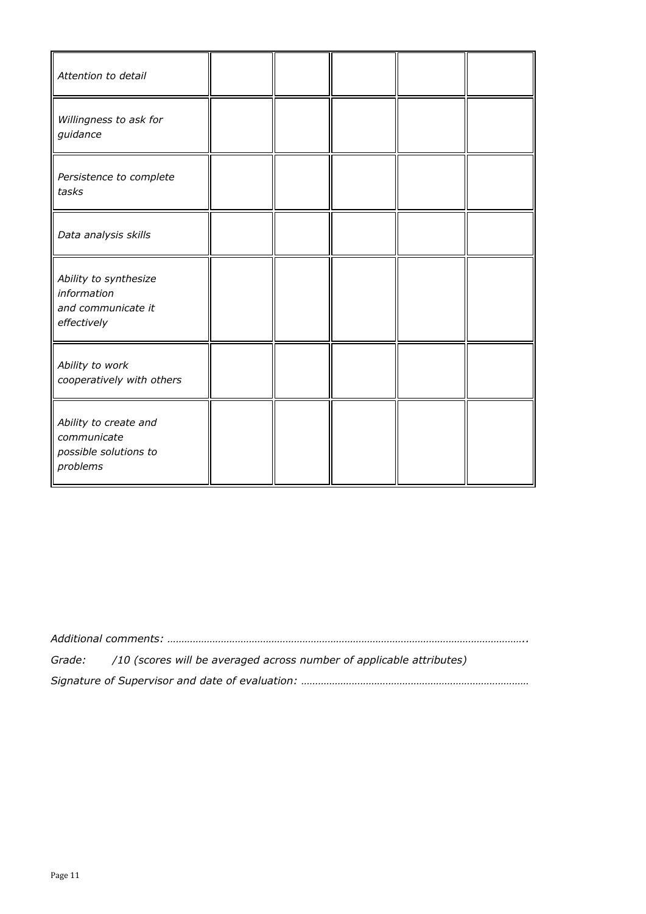| | | | | | |
|---|---|---|---|---|---|
| *Attention to detail* | | | | | |
| *Willingness to ask for guidance* | | | | | |
| *Persistence to complete tasks* | | | | | |
| *Data analysis skills* | | | | | |
| *Ability to synthesize information and communicate it effectively* | | | | | |
| *Ability to work cooperatively with others* | | | | | |
| *Ability to create and communicate possible solutions to problems* | | | | | |

*Additional comments: ……………………………………………………………………………………………………………..*

*Grade: /10 (scores will be averaged across number of applicable attributes)*

*Signature of Supervisor and date of evaluation: ………………………………………………………………………*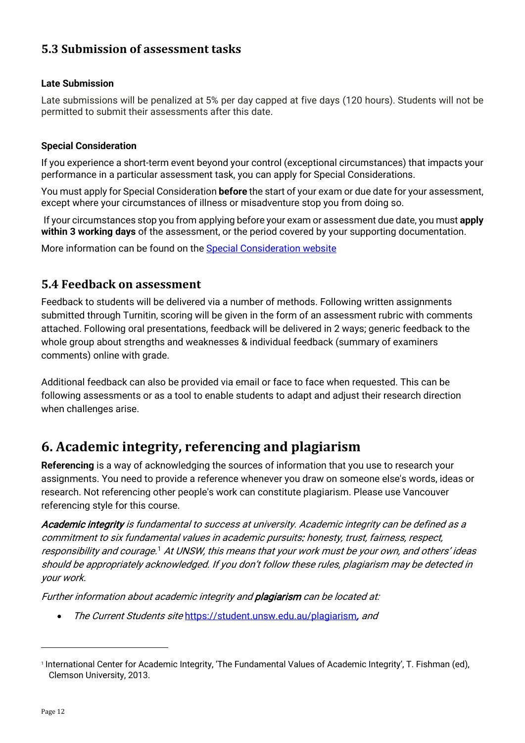## 5.3 Submission of assessment tasks

#### Late Submission

Late submissions will be penalized at 5% per day capped at five days (120 hours). Students will not be permitted to submit their assessments after this date.

#### Special Consideration

If you experience a short-term event beyond your control (exceptional circumstances) that impacts your performance in a particular assessment task, you can apply for Special Considerations.

You must apply for Special Consideration **before** the start of your exam or due date for your assessment, except where your circumstances of illness or misadventure stop you from doing so.

If your circumstances stop you from applying before your exam or assessment due date, you must **apply within 3 working days** of the assessment, or the period covered by your supporting documentation.

More information can be found on the [Special Consideration website]()

## 5.4 Feedback on assessment

Feedback to students will be delivered via a number of methods. Following written assignments submitted through Turnitin, scoring will be given in the form of an assessment rubric with comments attached. Following oral presentations, feedback will be delivered in 2 ways; generic feedback to the whole group about strengths and weaknesses & individual feedback (summary of examiners comments) online with grade.

Additional feedback can also be provided via email or face to face when requested. This can be following assessments or as a tool to enable students to adapt and adjust their research direction when challenges arise.

# 6. Academic integrity, referencing and plagiarism

**Referencing** is a way of acknowledging the sources of information that you use to research your assignments. You need to provide a reference whenever you draw on someone else's words, ideas or research. Not referencing other people's work can constitute plagiarism. Please use Vancouver referencing style for this course.

***Academic integrity*** *is fundamental to success at university. Academic integrity can be defined as a commitment to six fundamental values in academic pursuits: honesty, trust, fairness, respect, responsibility and courage.*[1] *At UNSW, this means that your work must be your own, and others' ideas should be appropriately acknowledged. If you don't follow these rules, plagiarism may be detected in your work.*

*Further information about academic integrity and* ***plagiarism*** *can be located at:*

- *The Current Students site* https://student.unsw.edu.au/plagiarism*, and*

---

[1] International Center for Academic Integrity, 'The Fundamental Values of Academic Integrity', T. Fishman (ed), Clemson University, 2013.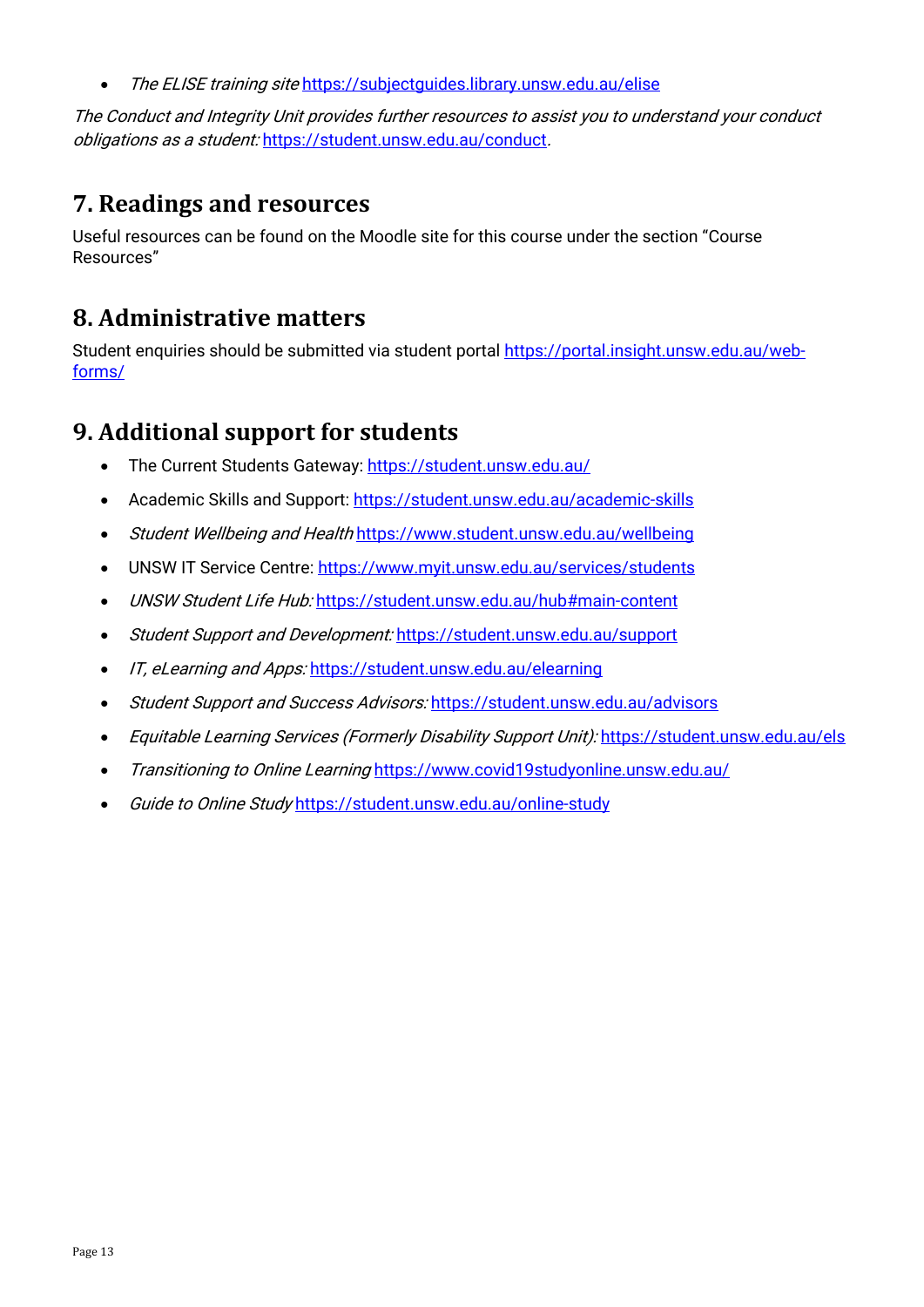- *The ELISE training site* https://subjectguides.library.unsw.edu.au/elise

*The Conduct and Integrity Unit provides further resources to assist you to understand your conduct obligations as a student:* https://student.unsw.edu.au/conduct.

## 7. Readings and resources

Useful resources can be found on the Moodle site for this course under the section "Course Resources"

## 8. Administrative matters

Student enquiries should be submitted via student portal https://portal.insight.unsw.edu.au/web-forms/

## 9. Additional support for students

- The Current Students Gateway: https://student.unsw.edu.au/
- Academic Skills and Support: https://student.unsw.edu.au/academic-skills
- *Student Wellbeing and Health* https://www.student.unsw.edu.au/wellbeing
- UNSW IT Service Centre: https://www.myit.unsw.edu.au/services/students
- *UNSW Student Life Hub:* https://student.unsw.edu.au/hub#main-content
- *Student Support and Development:* https://student.unsw.edu.au/support
- *IT, eLearning and Apps:* https://student.unsw.edu.au/elearning
- *Student Support and Success Advisors:* https://student.unsw.edu.au/advisors
- *Equitable Learning Services (Formerly Disability Support Unit):* https://student.unsw.edu.au/els
- *Transitioning to Online Learning* https://www.covid19studyonline.unsw.edu.au/
- *Guide to Online Study* https://student.unsw.edu.au/online-study